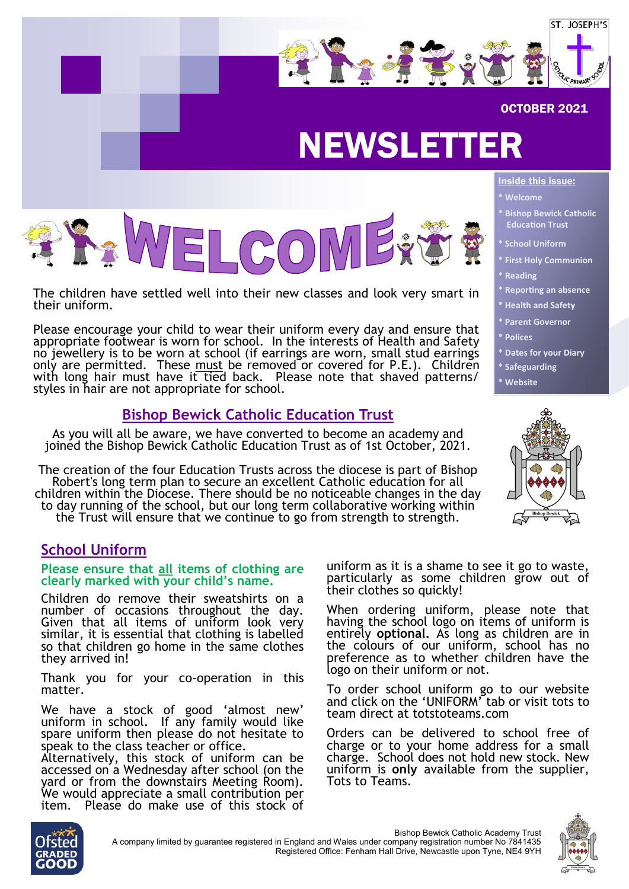OCTOBER 2021

# NEWSLETTER

**Inside this issue:**

- Welcome
- Bishop Bewick Catholic Education Trust
- School Uniform
- First Holy Communion
- Reading
- Reporting an absence
- Health and Safety
- Parent Governor
- Polices
- Dates for your Diary
- Safeguarding
- Website

# WELCOME

The children have settled well into their new classes and look very smart in their uniform.

Please encourage your child to wear their uniform every day and ensure that appropriate footwear is worn for school. In the interests of Health and Safety no jewellery is to be worn at school (if earrings are worn, small stud earrings only are permitted. These must be removed or covered for P.E.). Children with long hair must have it tied back. Please note that shaved patterns/ styles in hair are not appropriate for school.

## Bishop Bewick Catholic Education Trust

As you will all be aware, we have converted to become an academy and joined the Bishop Bewick Catholic Education Trust as of 1st October, 2021.

The creation of the four Education Trusts across the diocese is part of Bishop Robert's long term plan to secure an excellent Catholic education for all children within the Diocese. There should be no noticeable changes in the day to day running of the school, but our long term collaborative working within the Trust will ensure that we continue to go from strength to strength.

## School Uniform

**Please ensure that all items of clothing are clearly marked with your child's name.**

Children do remove their sweatshirts on a number of occasions throughout the day. Given that all items of uniform look very similar, it is essential that clothing is labelled so that children go home in the same clothes they arrived in!

Thank you for your co-operation in this matter.

We have a stock of good 'almost new' uniform in school. If any family would like spare uniform then please do not hesitate to speak to the class teacher or office.
Alternatively, this stock of uniform can be accessed on a Wednesday after school (on the yard or from the downstairs Meeting Room). We would appreciate a small contribution per item. Please do make use of this stock of uniform as it is a shame to see it go to waste, particularly as some children grow out of their clothes so quickly!

When ordering uniform, please note that having the school logo on items of uniform is entirely **optional.** As long as children are in the colours of our uniform, school has no preference as to whether children have the logo on their uniform or not.

To order school uniform go to our website and click on the 'UNIFORM' tab or visit tots to team direct at totstoteams.com

Orders can be delivered to school free of charge or to your home address for a small charge. School does not hold new stock. New uniform is **only** available from the supplier, Tots to Teams.

Bishop Bewick Catholic Academy Trust
A company limited by guarantee registered in England and Wales under company registration number No 7841435
Registered Office: Fenham Hall Drive, Newcastle upon Tyne, NE4 9YH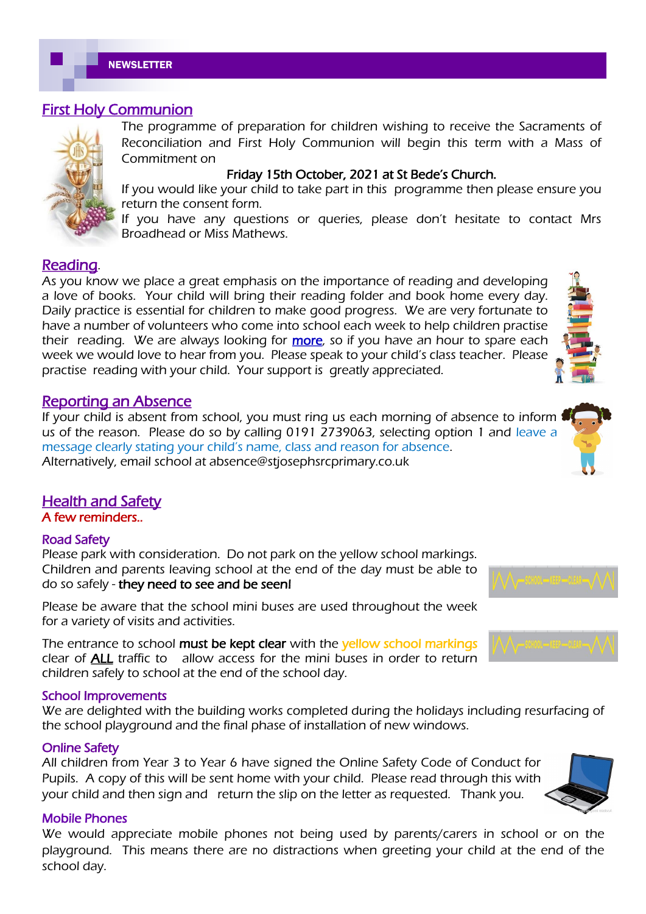**NEWSLETTER**

## First Holy Communion

The programme of preparation for children wishing to receive the Sacraments of Reconciliation and First Holy Communion will begin this term with a Mass of Commitment on

**Friday 15th October, 2021 at St Bede's Church.**

If you would like your child to take part in this programme then please ensure you return the consent form.

If you have any questions or queries, please don't hesitate to contact Mrs Broadhead or Miss Mathews.

## Reading.

As you know we place a great emphasis on the importance of reading and developing a love of books. Your child will bring their reading folder and book home every day. Daily practice is essential for children to make good progress. We are very fortunate to have a number of volunteers who come into school each week to help children practise their reading. We are always looking for **more**, so if you have an hour to spare each week we would love to hear from you. Please speak to your child's class teacher. Please practise reading with your child. Your support is greatly appreciated.

## Reporting an Absence

If your child is absent from school, you must ring us each morning of absence to inform us of the reason. Please do so by calling 0191 2739063, selecting option 1 and leave a message clearly stating your child's name, class and reason for absence.
Alternatively, email school at absence@stjosephsrcprimary.co.uk

## Health and Safety

A few reminders..

### Road Safety

Please park with consideration. Do not park on the yellow school markings. Children and parents leaving school at the end of the day must be able to do so safely - **they need to see and be seen!**

Please be aware that the school mini buses are used throughout the week for a variety of visits and activities.

The entrance to school **must be kept clear** with the yellow school markings clear of **ALL** traffic to allow access for the mini buses in order to return children safely to school at the end of the school day.

### School Improvements

We are delighted with the building works completed during the holidays including resurfacing of the school playground and the final phase of installation of new windows.

### Online Safety

All children from Year 3 to Year 6 have signed the Online Safety Code of Conduct for Pupils. A copy of this will be sent home with your child. Please read through this with your child and then sign and return the slip on the letter as requested. Thank you.

### Mobile Phones

We would appreciate mobile phones not being used by parents/carers in school or on the playground. This means there are no distractions when greeting your child at the end of the school day.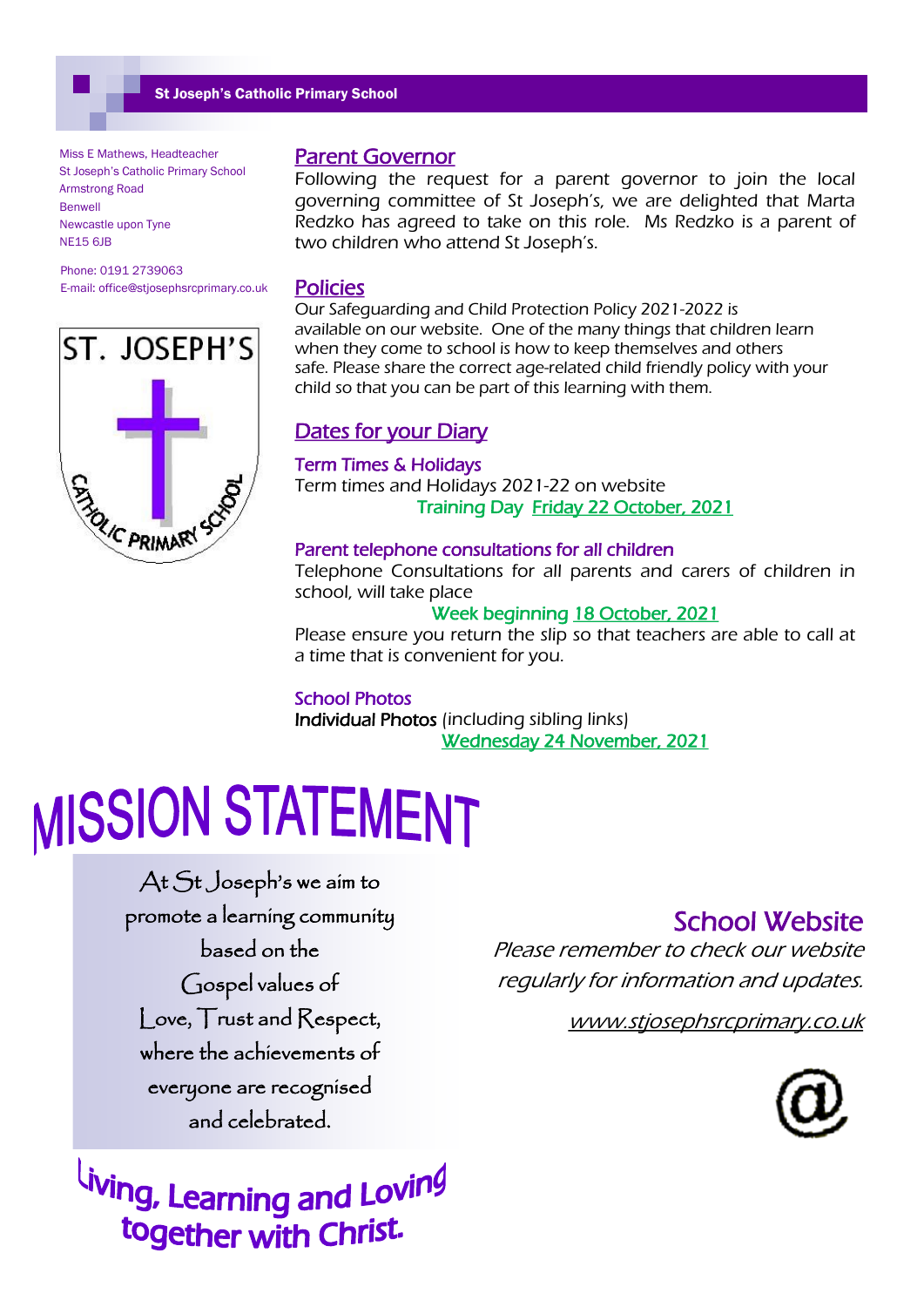St Joseph's Catholic Primary School

Miss E Mathews, Headteacher
St Joseph's Catholic Primary School
Armstrong Road
Benwell
Newcastle upon Tyne
NE15 6JB

Phone: 0191 2739063
E-mail: office@stjosephsrcprimary.co.uk

ST. JOSEPH'S
CATHOLIC PRIMARY SCHOOL

## Parent Governor

Following the request for a parent governor to join the local governing committee of St Joseph's, we are delighted that Marta Redzko has agreed to take on this role. Ms Redzko is a parent of two children who attend St Joseph's.

## Policies

Our Safeguarding and Child Protection Policy 2021-2022 is available on our website. One of the many things that children learn when they come to school is how to keep themselves and others safe. Please share the correct age-related child friendly policy with your child so that you can be part of this learning with them.

## Dates for your Diary

### Term Times & Holidays

Term times and Holidays 2021-22 on website

Training Day Friday 22 October, 2021

### Parent telephone consultations for all children

Telephone Consultations for all parents and carers of children in school, will take place

Week beginning 18 October, 2021

Please ensure you return the slip so that teachers are able to call at a time that is convenient for you.

### School Photos

**Individual Photos** (including sibling links)

Wednesday 24 November, 2021

# MISSION STATEMENT

At St Joseph's we aim to promote a learning community based on the Gospel values of Love, Trust and Respect, where the achievements of everyone are recognised and celebrated.

**Living, Learning and Loving together with Christ.**

## School Website

*Please remember to check our website regularly for information and updates.*

www.stjosephsrcprimary.co.uk